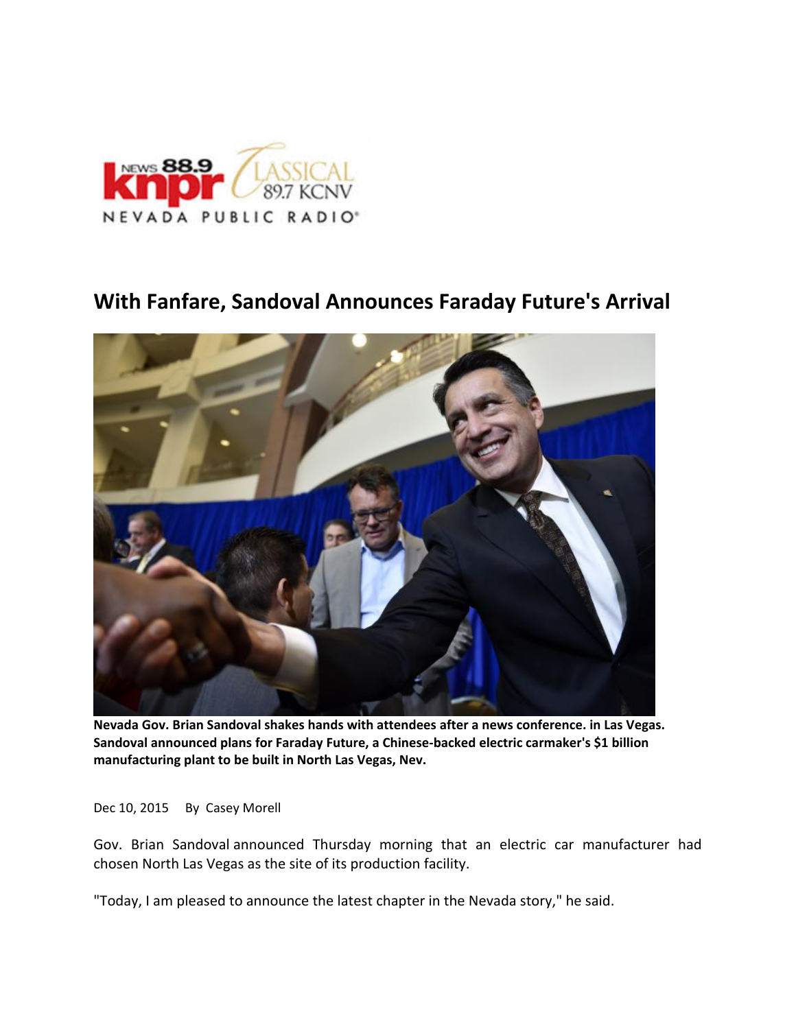# With Fanfare, Sandoval Announces Faraday Future's Arrival

**Nevada Gov. Brian Sandoval shakes hands with attendees after a news conference. in Las Vegas. Sandoval announced plans for Faraday Future, a Chinese-backed electric carmaker's $1 billion manufacturing plant to be built in North Las Vegas, Nev.**

Dec 10, 2015 By Casey Morell

Gov. Brian Sandoval announced Thursday morning that an electric car manufacturer had chosen North Las Vegas as the site of its production facility.

"Today, I am pleased to announce the latest chapter in the Nevada story," he said.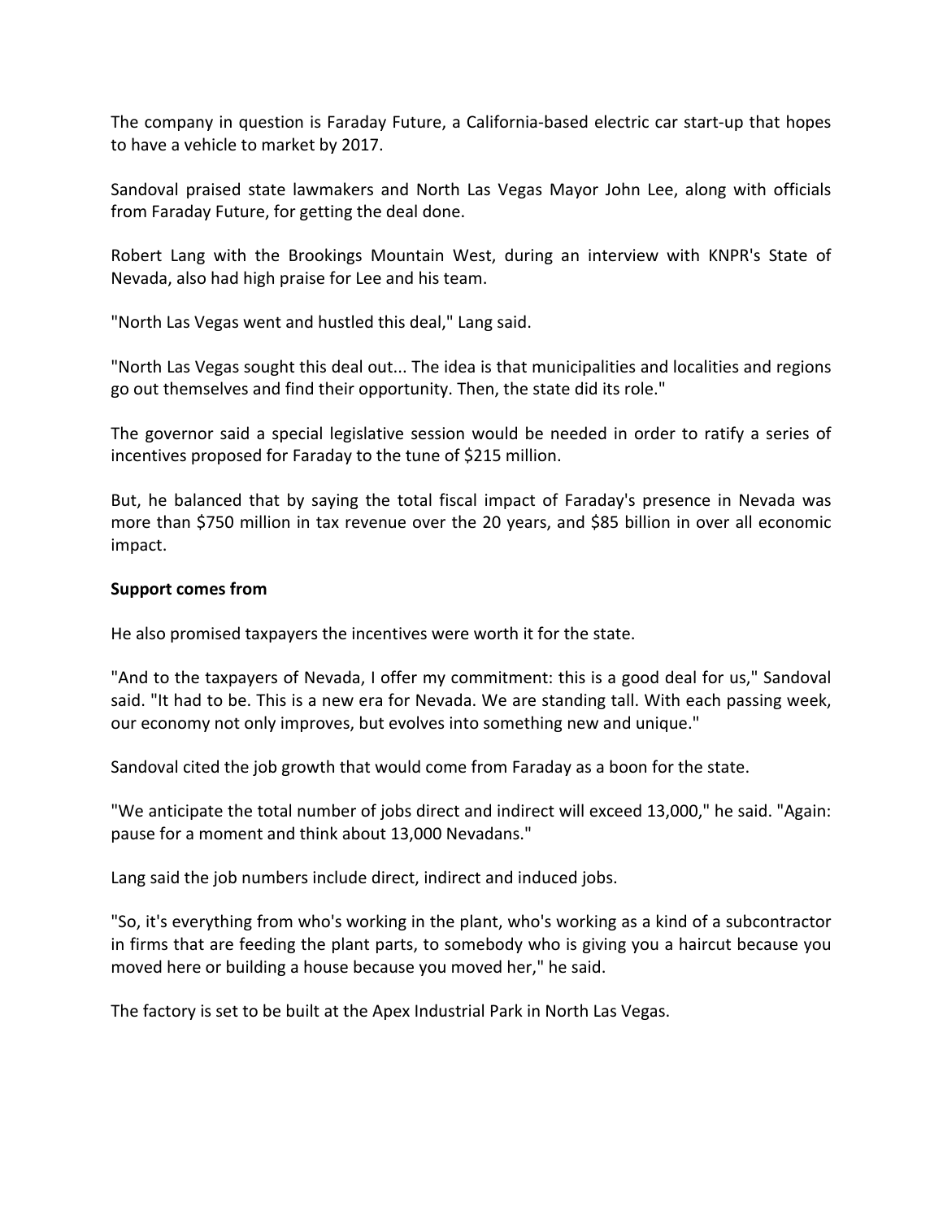The company in question is Faraday Future, a California-based electric car start-up that hopes to have a vehicle to market by 2017.

Sandoval praised state lawmakers and North Las Vegas Mayor John Lee, along with officials from Faraday Future, for getting the deal done.

Robert Lang with the Brookings Mountain West, during an interview with KNPR's State of Nevada, also had high praise for Lee and his team.

"North Las Vegas went and hustled this deal," Lang said.

"North Las Vegas sought this deal out... The idea is that municipalities and localities and regions go out themselves and find their opportunity. Then, the state did its role."

The governor said a special legislative session would be needed in order to ratify a series of incentives proposed for Faraday to the tune of $215 million.

But, he balanced that by saying the total fiscal impact of Faraday's presence in Nevada was more than $750 million in tax revenue over the 20 years, and $85 billion in over all economic impact.

**Support comes from**

He also promised taxpayers the incentives were worth it for the state.

"And to the taxpayers of Nevada, I offer my commitment: this is a good deal for us," Sandoval said. "It had to be. This is a new era for Nevada. We are standing tall. With each passing week, our economy not only improves, but evolves into something new and unique."

Sandoval cited the job growth that would come from Faraday as a boon for the state.

"We anticipate the total number of jobs direct and indirect will exceed 13,000," he said. "Again: pause for a moment and think about 13,000 Nevadans."

Lang said the job numbers include direct, indirect and induced jobs.

"So, it's everything from who's working in the plant, who's working as a kind of a subcontractor in firms that are feeding the plant parts, to somebody who is giving you a haircut because you moved here or building a house because you moved her," he said.

The factory is set to be built at the Apex Industrial Park in North Las Vegas.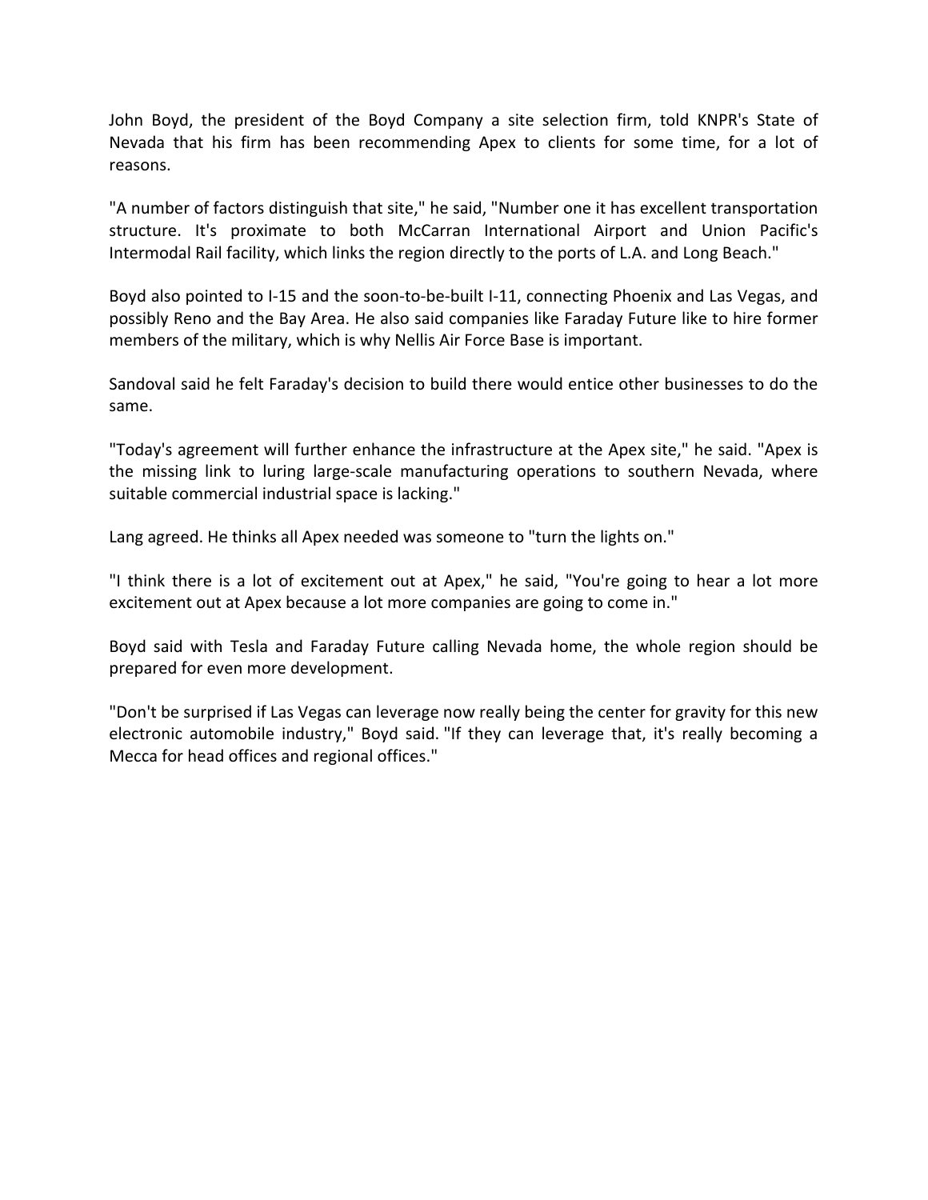John Boyd, the president of the Boyd Company a site selection firm, told KNPR's State of Nevada that his firm has been recommending Apex to clients for some time, for a lot of reasons.

"A number of factors distinguish that site," he said, "Number one it has excellent transportation structure. It's proximate to both McCarran International Airport and Union Pacific's Intermodal Rail facility, which links the region directly to the ports of L.A. and Long Beach."

Boyd also pointed to I-15 and the soon-to-be-built I-11, connecting Phoenix and Las Vegas, and possibly Reno and the Bay Area. He also said companies like Faraday Future like to hire former members of the military, which is why Nellis Air Force Base is important.

Sandoval said he felt Faraday's decision to build there would entice other businesses to do the same.

"Today's agreement will further enhance the infrastructure at the Apex site," he said. "Apex is the missing link to luring large-scale manufacturing operations to southern Nevada, where suitable commercial industrial space is lacking."

Lang agreed. He thinks all Apex needed was someone to "turn the lights on."

"I think there is a lot of excitement out at Apex," he said, "You're going to hear a lot more excitement out at Apex because a lot more companies are going to come in."

Boyd said with Tesla and Faraday Future calling Nevada home, the whole region should be prepared for even more development.

"Don't be surprised if Las Vegas can leverage now really being the center for gravity for this new electronic automobile industry," Boyd said. "If they can leverage that, it's really becoming a Mecca for head offices and regional offices."